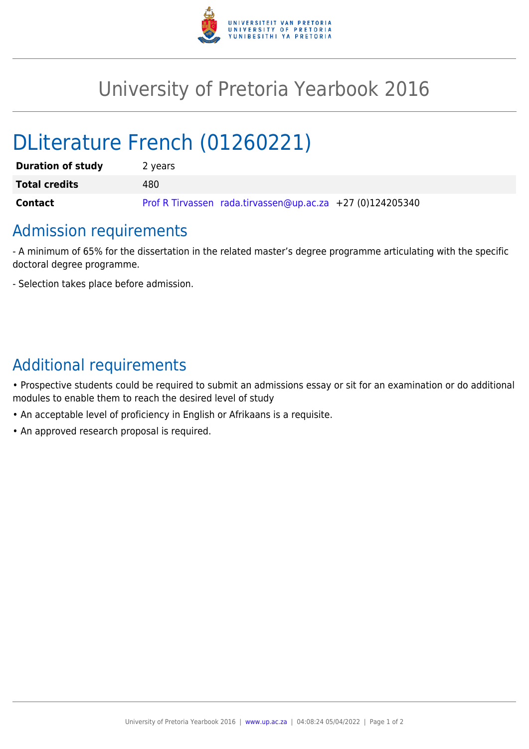# University of Pretoria Yearbook 2016

# DLiterature French (01260221)

| | |
|---|---|
| **Duration of study** | 2 years |
| **Total credits** | 480 |
| **Contact** | Prof R Tirvassen rada.tirvassen@up.ac.za +27 (0)124205340 |

## Admission requirements

- A minimum of 65% for the dissertation in the related master's degree programme articulating with the specific doctoral degree programme.

- Selection takes place before admission.

## Additional requirements

• Prospective students could be required to submit an admissions essay or sit for an examination or do additional modules to enable them to reach the desired level of study

• An acceptable level of proficiency in English or Afrikaans is a requisite.

• An approved research proposal is required.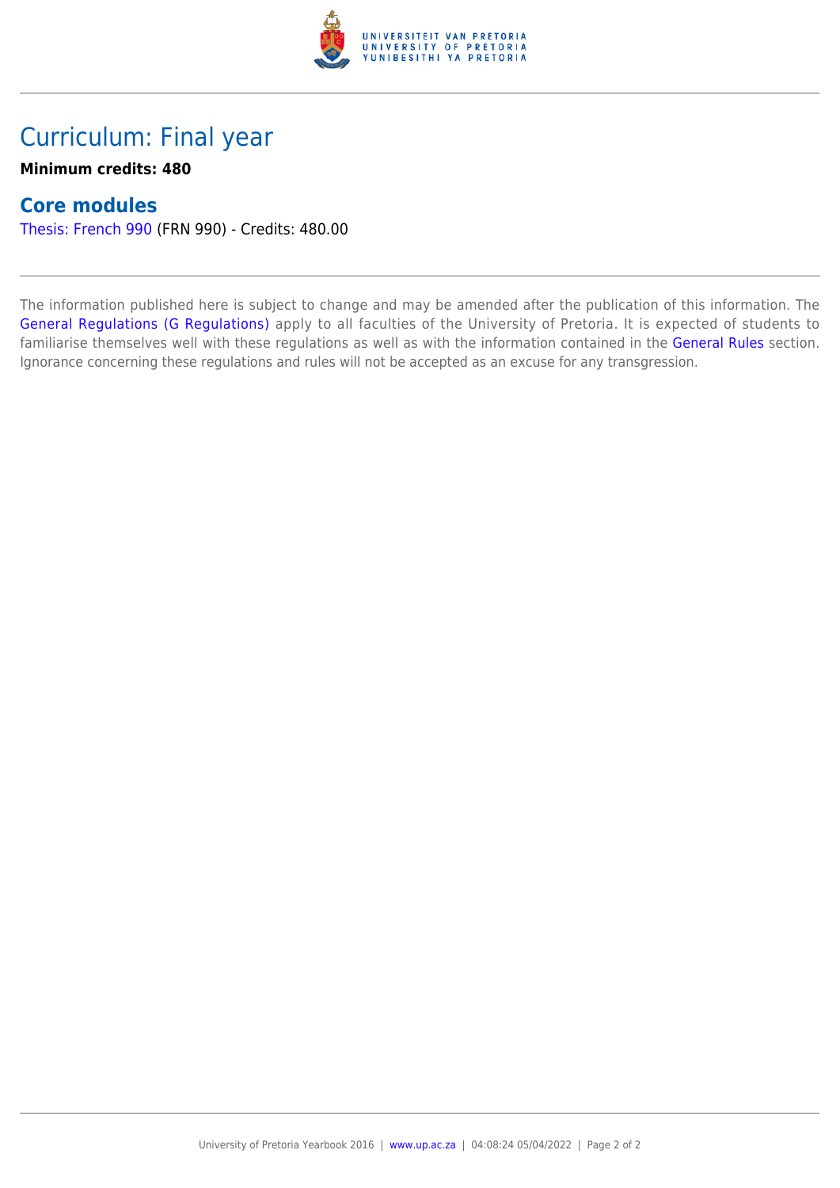## Curriculum: Final year

**Minimum credits: 480**

### Core modules

Thesis: French 990 (FRN 990) - Credits: 480.00

The information published here is subject to change and may be amended after the publication of this information. The General Regulations (G Regulations) apply to all faculties of the University of Pretoria. It is expected of students to familiarise themselves well with these regulations as well as with the information contained in the General Rules section. Ignorance concerning these regulations and rules will not be accepted as an excuse for any transgression.